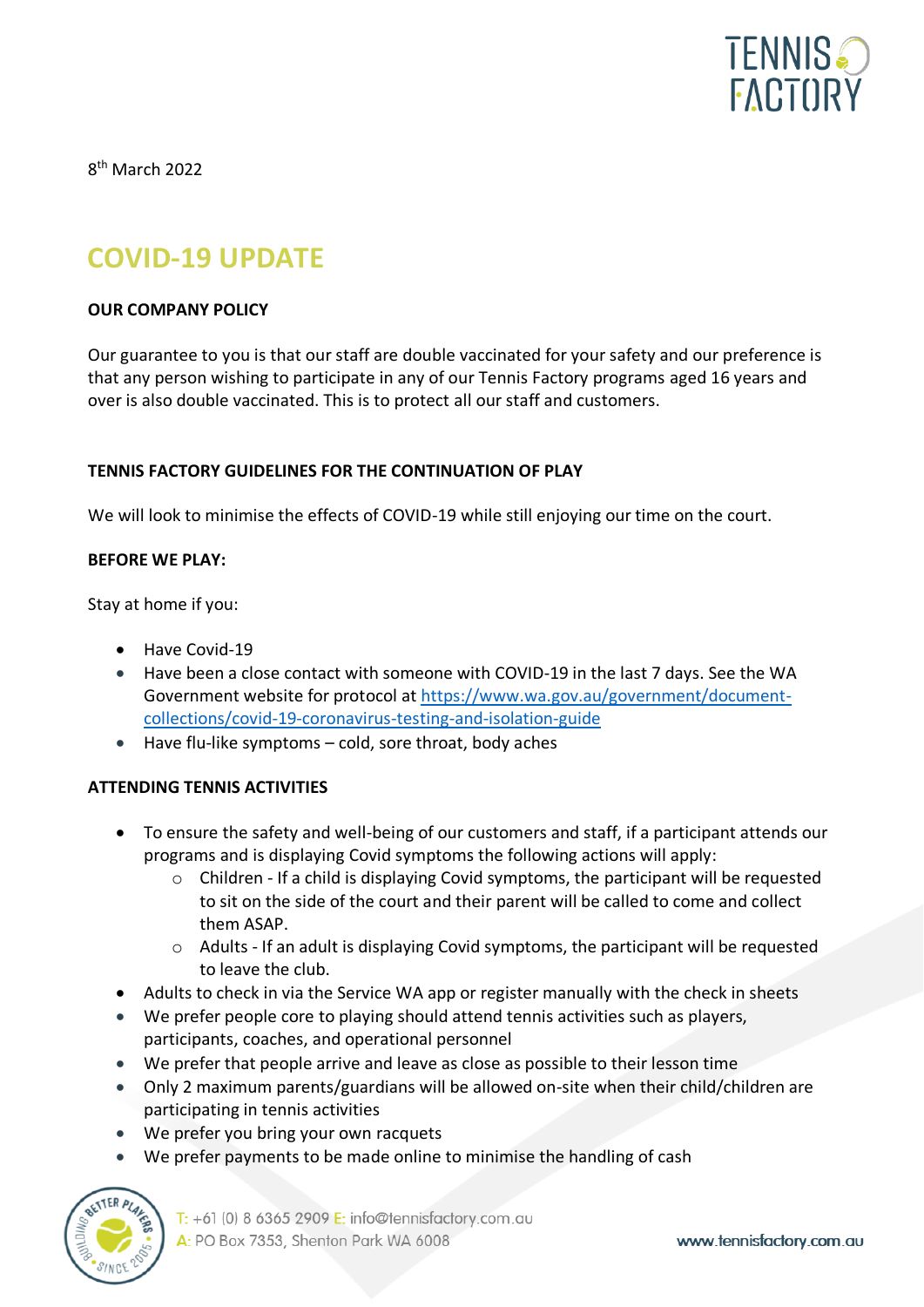8th March 2022

# COVID-19 UPDATE

**OUR COMPANY POLICY**

Our guarantee to you is that our staff are double vaccinated for your safety and our preference is that any person wishing to participate in any of our Tennis Factory programs aged 16 years and over is also double vaccinated. This is to protect all our staff and customers.

**TENNIS FACTORY GUIDELINES FOR THE CONTINUATION OF PLAY**

We will look to minimise the effects of COVID-19 while still enjoying our time on the court.

**BEFORE WE PLAY:**

Stay at home if you:

- Have Covid-19
- Have been a close contact with someone with COVID-19 in the last 7 days. See the WA Government website for protocol at [https://www.wa.gov.au/government/document-collections/covid-19-coronavirus-testing-and-isolation-guide](https://www.wa.gov.au/government/document-collections/covid-19-coronavirus-testing-and-isolation-guide)
- Have flu-like symptoms – cold, sore throat, body aches

**ATTENDING TENNIS ACTIVITIES**

- To ensure the safety and well-being of our customers and staff, if a participant attends our programs and is displaying Covid symptoms the following actions will apply:
  - Children - If a child is displaying Covid symptoms, the participant will be requested to sit on the side of the court and their parent will be called to come and collect them ASAP.
  - Adults - If an adult is displaying Covid symptoms, the participant will be requested to leave the club.
- Adults to check in via the Service WA app or register manually with the check in sheets
- We prefer people core to playing should attend tennis activities such as players, participants, coaches, and operational personnel
- We prefer that people arrive and leave as close as possible to their lesson time
- Only 2 maximum parents/guardians will be allowed on-site when their child/children are participating in tennis activities
- We prefer you bring your own racquets
- We prefer payments to be made online to minimise the handling of cash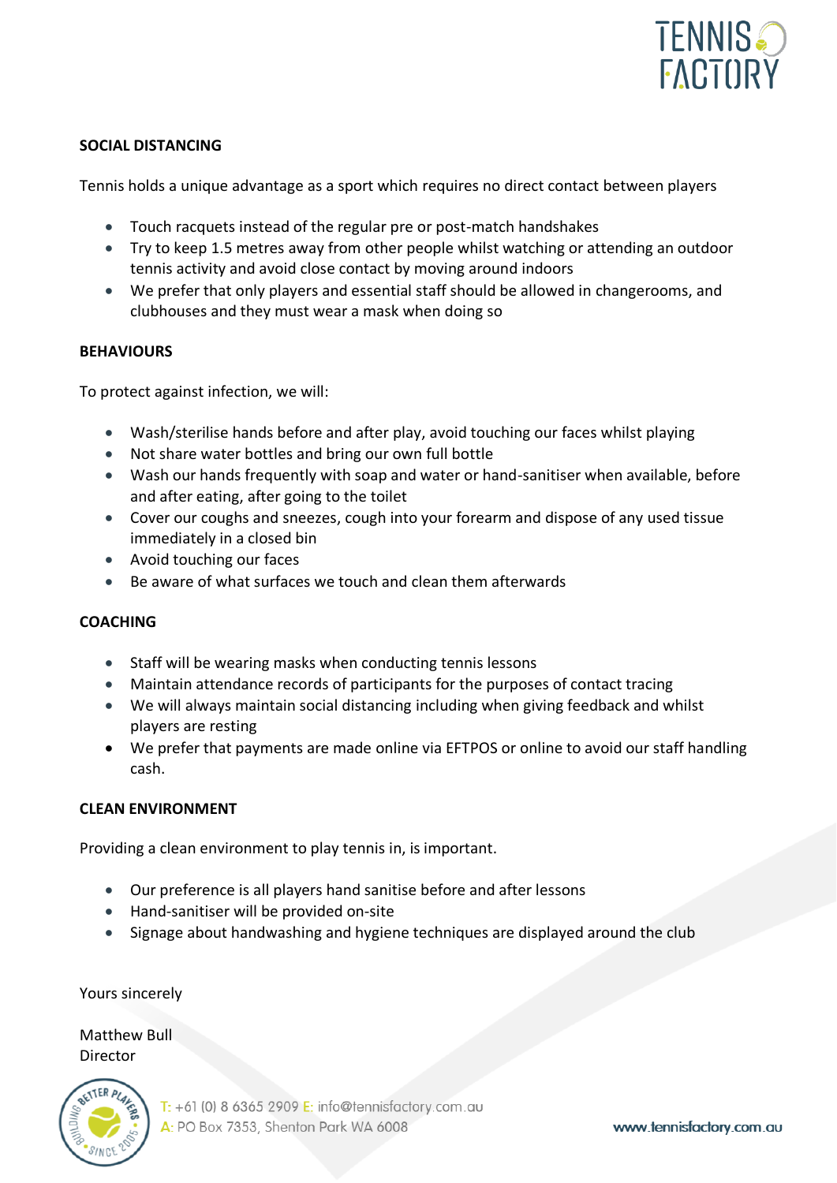## SOCIAL DISTANCING

Tennis holds a unique advantage as a sport which requires no direct contact between players

- Touch racquets instead of the regular pre or post-match handshakes
- Try to keep 1.5 metres away from other people whilst watching or attending an outdoor tennis activity and avoid close contact by moving around indoors
- We prefer that only players and essential staff should be allowed in changerooms, and clubhouses and they must wear a mask when doing so

## BEHAVIOURS

To protect against infection, we will:

- Wash/sterilise hands before and after play, avoid touching our faces whilst playing
- Not share water bottles and bring our own full bottle
- Wash our hands frequently with soap and water or hand-sanitiser when available, before and after eating, after going to the toilet
- Cover our coughs and sneezes, cough into your forearm and dispose of any used tissue immediately in a closed bin
- Avoid touching our faces
- Be aware of what surfaces we touch and clean them afterwards

## COACHING

- Staff will be wearing masks when conducting tennis lessons
- Maintain attendance records of participants for the purposes of contact tracing
- We will always maintain social distancing including when giving feedback and whilst players are resting
- We prefer that payments are made online via EFTPOS or online to avoid our staff handling cash.

## CLEAN ENVIRONMENT

Providing a clean environment to play tennis in, is important.

- Our preference is all players hand sanitise before and after lessons
- Hand-sanitiser will be provided on-site
- Signage about handwashing and hygiene techniques are displayed around the club

Yours sincerely

Matthew Bull
Director

T: +61 (0) 8 6365 2909 E: info@tennisfactory.com.au
A: PO Box 7353, Shenton Park WA 6008

www.tennisfactory.com.au